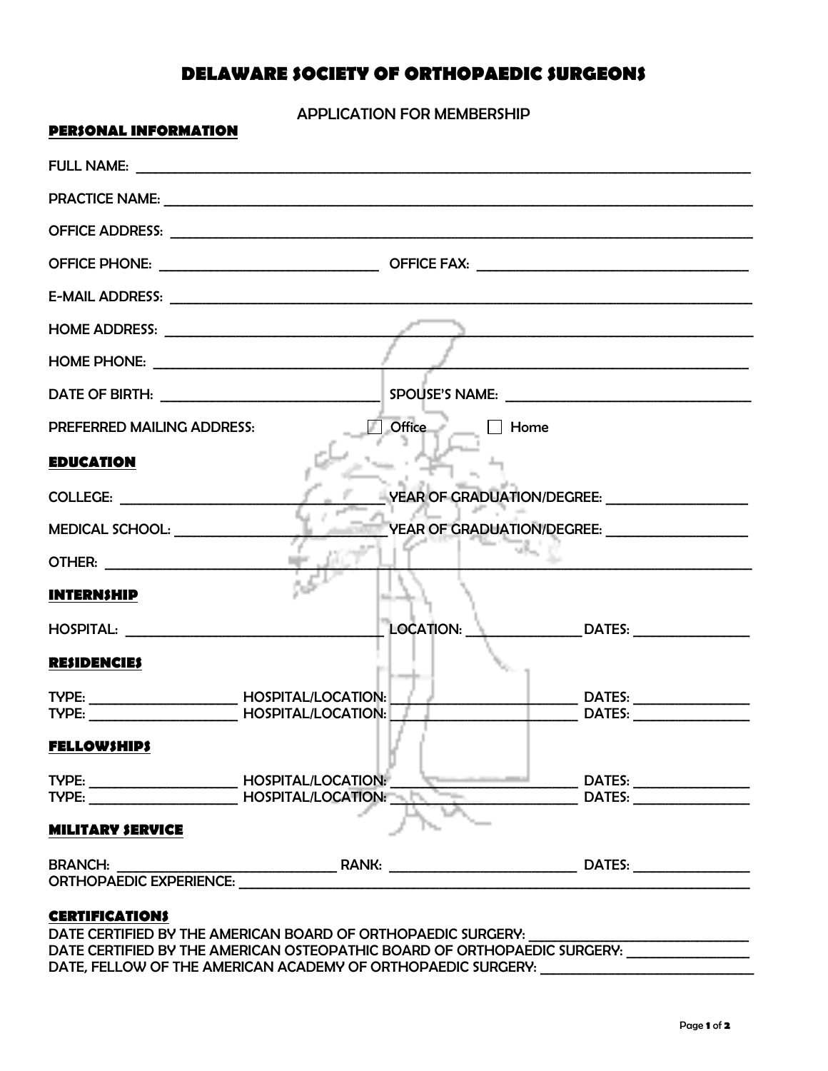# DELAWARE SOCIETY OF ORTHOPAEDIC SURGEONS

APPLICATION FOR MEMBERSHIP

## PERSONAL INFORMATION

FULL NAME: ____________________________________________

PRACTICE NAME: ____________________________________________

OFFICE ADDRESS: ____________________________________________

OFFICE PHONE: ____________________ OFFICE FAX: ____________________

E-MAIL ADDRESS: ____________________________________________

HOME ADDRESS: ____________________________________________

HOME PHONE: ____________________________________________

DATE OF BIRTH: ____________________ SPOUSE'S NAME: ____________________

PREFERRED MAILING ADDRESS: ☐ Office ☐ Home

## EDUCATION

COLLEGE: ____________________ YEAR OF GRADUATION/DEGREE: ____________________

MEDICAL SCHOOL: ____________________ YEAR OF GRADUATION/DEGREE: ____________________

OTHER: ____________________________________________

## INTERNSHIP

HOSPITAL: ____________________ LOCATION: ____________ DATES: ____________

## RESIDENCIES

TYPE: ______________ HOSPITAL/LOCATION: ______________ DATES: ____________
TYPE: ______________ HOSPITAL/LOCATION: ______________ DATES: ____________

## FELLOWSHIPS

TYPE: ______________ HOSPITAL/LOCATION: ______________ DATES: ____________
TYPE: ______________ HOSPITAL/LOCATION: ______________ DATES: ____________

## MILITARY SERVICE

BRANCH: ____________________ RANK: ____________________ DATES: ____________
ORTHOPAEDIC EXPERIENCE: ____________________________________________

## CERTIFICATIONS

DATE CERTIFIED BY THE AMERICAN BOARD OF ORTHOPAEDIC SURGERY: ____________________
DATE CERTIFIED BY THE AMERICAN OSTEOPATHIC BOARD OF ORTHOPAEDIC SURGERY: ____________
DATE, FELLOW OF THE AMERICAN ACADEMY OF ORTHOPAEDIC SURGERY: ____________________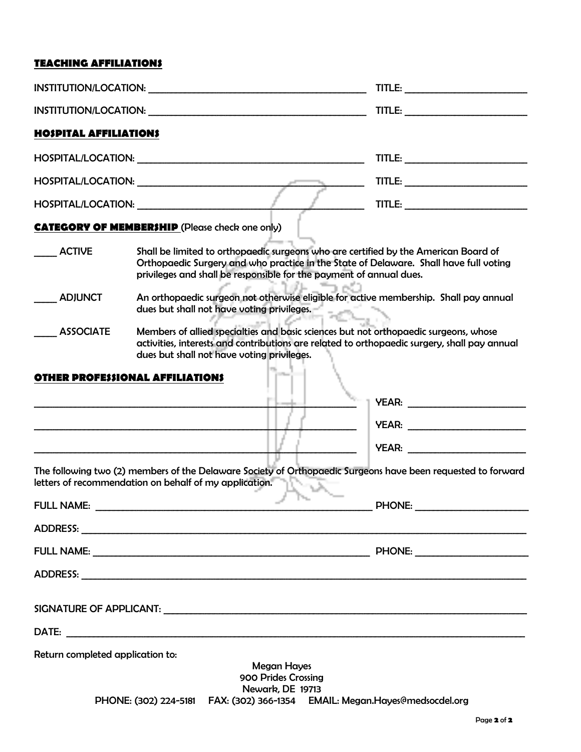**TEACHING AFFILIATIONS**

INSTITUTION/LOCATION: ____________________________________________ TITLE: ________________________

INSTITUTION/LOCATION: ____________________________________________ TITLE: ________________________

**HOSPITAL AFFILIATIONS**

HOSPITAL/LOCATION: ____________________________________________ TITLE: ________________________

HOSPITAL/LOCATION: ____________________________________________ TITLE: ________________________

HOSPITAL/LOCATION: ____________________________________________ TITLE: ________________________

**CATEGORY OF MEMBERSHIP** (Please check one only)

_____ ACTIVE Shall be limited to orthopaedic surgeons who are certified by the American Board of Orthopaedic Surgery and who practice in the State of Delaware. Shall have full voting privileges and shall be responsible for the payment of annual dues.

_____ ADJUNCT An orthopaedic surgeon not otherwise eligible for active membership. Shall pay annual dues but shall not have voting privileges.

_____ ASSOCIATE Members of allied specialties and basic sciences but not orthopaedic surgeons, whose activities, interests and contributions are related to orthopaedic surgery, shall pay annual dues but shall not have voting privileges.

**OTHER PROFESSIONAL AFFILIATIONS**

______________________________________________________________ YEAR: ________________________

______________________________________________________________ YEAR: ________________________

______________________________________________________________ YEAR: ________________________

The following two (2) members of the Delaware Society of Orthopaedic Surgeons have been requested to forward letters of recommendation on behalf of my application.

FULL NAME: ______________________________________________________ PHONE: ________________________

ADDRESS: ____________________________________________________________________________________

FULL NAME: ______________________________________________________ PHONE: ________________________

ADDRESS: ____________________________________________________________________________________

SIGNATURE OF APPLICANT: ____________________________________________________________________

DATE: ______________________________________________________________________________________

Return completed application to:

Megan Hayes
900 Prides Crossing
Newark, DE 19713
PHONE: (302) 224-5181 FAX: (302) 366-1354 EMAIL: Megan.Hayes@medsocdel.org